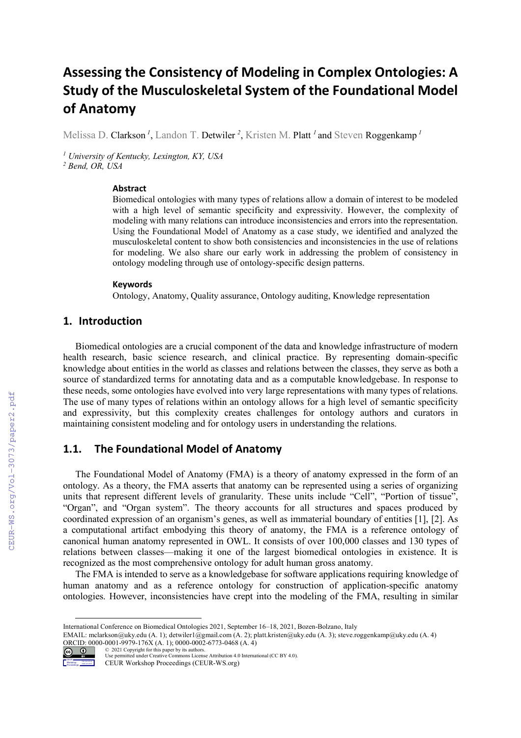# Assessing the Consistency of Modeling in Complex Ontologies: A Study of the Musculoskeletal System of the Foundational Model of Anatomy

Melissa D. Clarkson [1], Landon T. Detwiler [2], Kristen M. Platt [1] and Steven Roggenkamp [1]

[1] *University of Kentucky, Lexington, KY, USA*
[2] *Bend, OR, USA*

### Abstract

Biomedical ontologies with many types of relations allow a domain of interest to be modeled with a high level of semantic specificity and expressivity. However, the complexity of modeling with many relations can introduce inconsistencies and errors into the representation. Using the Foundational Model of Anatomy as a case study, we identified and analyzed the musculoskeletal content to show both consistencies and inconsistencies in the use of relations for modeling. We also share our early work in addressing the problem of consistency in ontology modeling through use of ontology-specific design patterns.

### Keywords

Ontology, Anatomy, Quality assurance, Ontology auditing, Knowledge representation

## 1. Introduction

Biomedical ontologies are a crucial component of the data and knowledge infrastructure of modern health research, basic science research, and clinical practice. By representing domain-specific knowledge about entities in the world as classes and relations between the classes, they serve as both a source of standardized terms for annotating data and as a computable knowledgebase. In response to these needs, some ontologies have evolved into very large representations with many types of relations. The use of many types of relations within an ontology allows for a high level of semantic specificity and expressivity, but this complexity creates challenges for ontology authors and curators in maintaining consistent modeling and for ontology users in understanding the relations.

## 1.1. The Foundational Model of Anatomy

The Foundational Model of Anatomy (FMA) is a theory of anatomy expressed in the form of an ontology. As a theory, the FMA asserts that anatomy can be represented using a series of organizing units that represent different levels of granularity. These units include "Cell", "Portion of tissue", "Organ", and "Organ system". The theory accounts for all structures and spaces produced by coordinated expression of an organism's genes, as well as immaterial boundary of entities [1], [2]. As a computational artifact embodying this theory of anatomy, the FMA is a reference ontology of canonical human anatomy represented in OWL. It consists of over 100,000 classes and 130 types of relations between classes—making it one of the largest biomedical ontologies in existence. It is recognized as the most comprehensive ontology for adult human gross anatomy.

The FMA is intended to serve as a knowledgebase for software applications requiring knowledge of human anatomy and as a reference ontology for construction of application-specific anatomy ontologies. However, inconsistencies have crept into the modeling of the FMA, resulting in similar

---

International Conference on Biomedical Ontologies 2021, September 16–18, 2021, Bozen-Bolzano, Italy
EMAIL: mclarkson@uky.edu (A. 1); detwiler1@gmail.com (A. 2); platt.kristen@uky.edu (A. 3); steve.roggenkamp@uky.edu (A. 4)
ORCID: 0000-0001-9979-176X (A. 1); 0000-0002-6773-0468 (A. 4)
© 2021 Copyright for this paper by its authors.
Use permitted under Creative Commons License Attribution 4.0 International (CC BY 4.0).
CEUR Workshop Proceedings (CEUR-WS.org)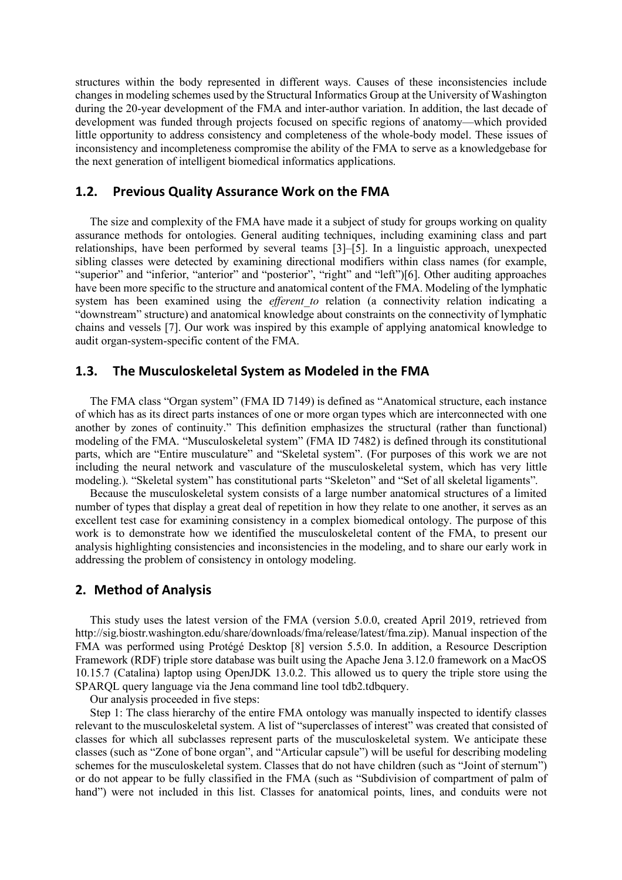structures within the body represented in different ways. Causes of these inconsistencies include changes in modeling schemes used by the Structural Informatics Group at the University of Washington during the 20-year development of the FMA and inter-author variation. In addition, the last decade of development was funded through projects focused on specific regions of anatomy—which provided little opportunity to address consistency and completeness of the whole-body model. These issues of inconsistency and incompleteness compromise the ability of the FMA to serve as a knowledgebase for the next generation of intelligent biomedical informatics applications.

## 1.2. Previous Quality Assurance Work on the FMA

The size and complexity of the FMA have made it a subject of study for groups working on quality assurance methods for ontologies. General auditing techniques, including examining class and part relationships, have been performed by several teams [3]–[5]. In a linguistic approach, unexpected sibling classes were detected by examining directional modifiers within class names (for example, "superior" and "inferior, "anterior" and "posterior", "right" and "left")[6]. Other auditing approaches have been more specific to the structure and anatomical content of the FMA. Modeling of the lymphatic system has been examined using the *efferent_to* relation (a connectivity relation indicating a "downstream" structure) and anatomical knowledge about constraints on the connectivity of lymphatic chains and vessels [7]. Our work was inspired by this example of applying anatomical knowledge to audit organ-system-specific content of the FMA.

## 1.3. The Musculoskeletal System as Modeled in the FMA

The FMA class "Organ system" (FMA ID 7149) is defined as "Anatomical structure, each instance of which has as its direct parts instances of one or more organ types which are interconnected with one another by zones of continuity." This definition emphasizes the structural (rather than functional) modeling of the FMA. "Musculoskeletal system" (FMA ID 7482) is defined through its constitutional parts, which are "Entire musculature" and "Skeletal system". (For purposes of this work we are not including the neural network and vasculature of the musculoskeletal system, which has very little modeling.). "Skeletal system" has constitutional parts "Skeleton" and "Set of all skeletal ligaments".

Because the musculoskeletal system consists of a large number anatomical structures of a limited number of types that display a great deal of repetition in how they relate to one another, it serves as an excellent test case for examining consistency in a complex biomedical ontology. The purpose of this work is to demonstrate how we identified the musculoskeletal content of the FMA, to present our analysis highlighting consistencies and inconsistencies in the modeling, and to share our early work in addressing the problem of consistency in ontology modeling.

# 2. Method of Analysis

This study uses the latest version of the FMA (version 5.0.0, created April 2019, retrieved from http://sig.biostr.washington.edu/share/downloads/fma/release/latest/fma.zip). Manual inspection of the FMA was performed using Protégé Desktop [8] version 5.5.0. In addition, a Resource Description Framework (RDF) triple store database was built using the Apache Jena 3.12.0 framework on a MacOS 10.15.7 (Catalina) laptop using OpenJDK 13.0.2. This allowed us to query the triple store using the SPARQL query language via the Jena command line tool tdb2.tdbquery.

Our analysis proceeded in five steps:

Step 1: The class hierarchy of the entire FMA ontology was manually inspected to identify classes relevant to the musculoskeletal system. A list of "superclasses of interest" was created that consisted of classes for which all subclasses represent parts of the musculoskeletal system. We anticipate these classes (such as "Zone of bone organ", and "Articular capsule") will be useful for describing modeling schemes for the musculoskeletal system. Classes that do not have children (such as "Joint of sternum") or do not appear to be fully classified in the FMA (such as "Subdivision of compartment of palm of hand") were not included in this list. Classes for anatomical points, lines, and conduits were not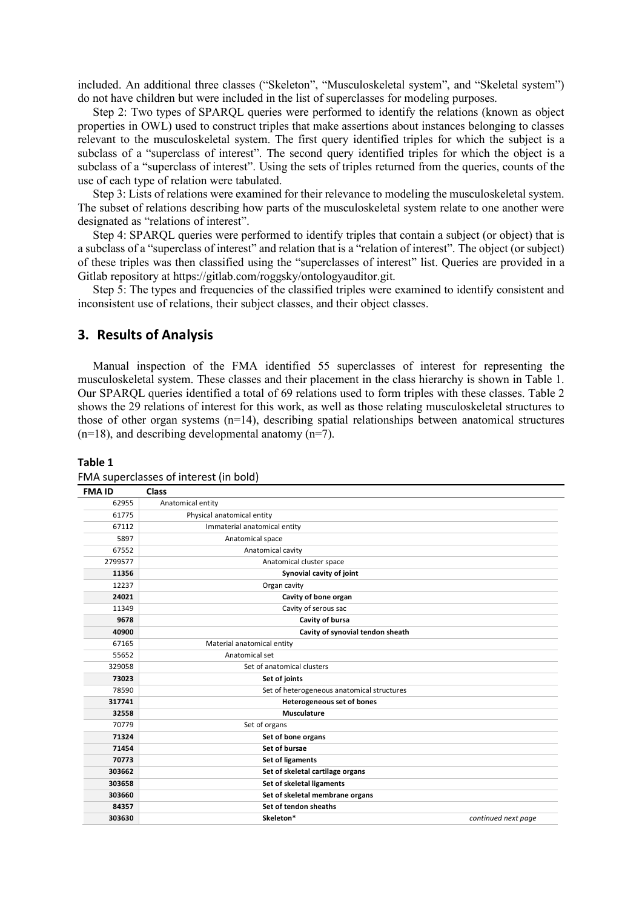included. An additional three classes ("Skeleton", "Musculoskeletal system", and "Skeletal system") do not have children but were included in the list of superclasses for modeling purposes.

Step 2: Two types of SPARQL queries were performed to identify the relations (known as object properties in OWL) used to construct triples that make assertions about instances belonging to classes relevant to the musculoskeletal system. The first query identified triples for which the subject is a subclass of a "superclass of interest". The second query identified triples for which the object is a subclass of a "superclass of interest". Using the sets of triples returned from the queries, counts of the use of each type of relation were tabulated.

Step 3: Lists of relations were examined for their relevance to modeling the musculoskeletal system. The subset of relations describing how parts of the musculoskeletal system relate to one another were designated as "relations of interest".

Step 4: SPARQL queries were performed to identify triples that contain a subject (or object) that is a subclass of a "superclass of interest" and relation that is a "relation of interest". The object (or subject) of these triples was then classified using the "superclasses of interest" list. Queries are provided in a Gitlab repository at https://gitlab.com/roggsky/ontologyauditor.git.

Step 5: The types and frequencies of the classified triples were examined to identify consistent and inconsistent use of relations, their subject classes, and their object classes.

## 3. Results of Analysis

Manual inspection of the FMA identified 55 superclasses of interest for representing the musculoskeletal system. These classes and their placement in the class hierarchy is shown in Table 1. Our SPARQL queries identified a total of 69 relations used to form triples with these classes. Table 2 shows the 29 relations of interest for this work, as well as those relating musculoskeletal structures to those of other organ systems (n=14), describing spatial relationships between anatomical structures (n=18), and describing developmental anatomy (n=7).

**Table 1**

FMA superclasses of interest (in bold)

| FMA ID | Class |
|---|---|
| 62955 | Anatomical entity |
| 61775 | Physical anatomical entity |
| 67112 | Immaterial anatomical entity |
| 5897 | Anatomical space |
| 67552 | Anatomical cavity |
| 2799577 | Anatomical cluster space |
| **11356** | **Synovial cavity of joint** |
| 12237 | Organ cavity |
| **24021** | **Cavity of bone organ** |
| 11349 | Cavity of serous sac |
| **9678** | **Cavity of bursa** |
| **40900** | **Cavity of synovial tendon sheath** |
| 67165 | Material anatomical entity |
| 55652 | Anatomical set |
| 329058 | Set of anatomical clusters |
| **73023** | **Set of joints** |
| 78590 | Set of heterogeneous anatomical structures |
| **317741** | **Heterogeneous set of bones** |
| **32558** | **Musculature** |
| 70779 | Set of organs |
| **71324** | **Set of bone organs** |
| **71454** | **Set of bursae** |
| **70773** | **Set of ligaments** |
| **303662** | **Set of skeletal cartilage organs** |
| **303658** | **Set of skeletal ligaments** |
| **303660** | **Set of skeletal membrane organs** |
| **84357** | **Set of tendon sheaths** |
| **303630** | **Skeleton*** *continued next page* |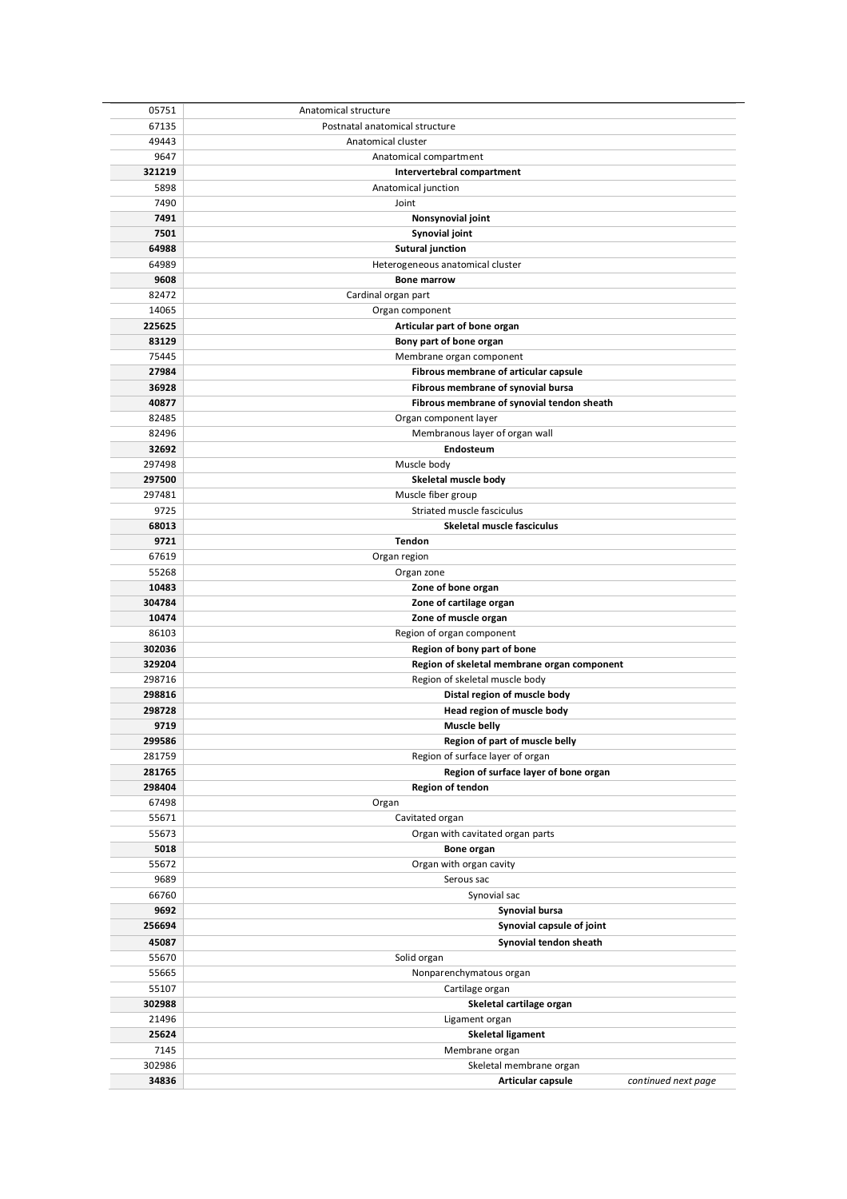| | |
|---|---|
| 05751 | Anatomical structure |
| 67135 | Postnatal anatomical structure |
| 49443 | Anatomical cluster |
| 9647 | Anatomical compartment |
| **321219** | **Intervertebral compartment** |
| 5898 | Anatomical junction |
| 7490 | Joint |
| **7491** | **Nonsynovial joint** |
| **7501** | **Synovial joint** |
| **64988** | **Sutural junction** |
| 64989 | Heterogeneous anatomical cluster |
| **9608** | **Bone marrow** |
| 82472 | Cardinal organ part |
| 14065 | Organ component |
| **225625** | **Articular part of bone organ** |
| **83129** | **Bony part of bone organ** |
| 75445 | Membrane organ component |
| **27984** | **Fibrous membrane of articular capsule** |
| **36928** | **Fibrous membrane of synovial bursa** |
| **40877** | **Fibrous membrane of synovial tendon sheath** |
| 82485 | Organ component layer |
| 82496 | Membranous layer of organ wall |
| **32692** | **Endosteum** |
| 297498 | Muscle body |
| **297500** | **Skeletal muscle body** |
| 297481 | Muscle fiber group |
| 9725 | Striated muscle fasciculus |
| **68013** | **Skeletal muscle fasciculus** |
| **9721** | **Tendon** |
| 67619 | Organ region |
| 55268 | Organ zone |
| **10483** | **Zone of bone organ** |
| **304784** | **Zone of cartilage organ** |
| **10474** | **Zone of muscle organ** |
| 86103 | Region of organ component |
| **302036** | **Region of bony part of bone** |
| **329204** | **Region of skeletal membrane organ component** |
| 298716 | Region of skeletal muscle body |
| **298816** | **Distal region of muscle body** |
| **298728** | **Head region of muscle body** |
| **9719** | **Muscle belly** |
| **299586** | **Region of part of muscle belly** |
| 281759 | Region of surface layer of organ |
| **281765** | **Region of surface layer of bone organ** |
| **298404** | **Region of tendon** |
| 67498 | Organ |
| 55671 | Cavitated organ |
| 55673 | Organ with cavitated organ parts |
| **5018** | **Bone organ** |
| 55672 | Organ with organ cavity |
| 9689 | Serous sac |
| 66760 | Synovial sac |
| **9692** | **Synovial bursa** |
| **256694** | **Synovial capsule of joint** |
| **45087** | **Synovial tendon sheath** |
| 55670 | Solid organ |
| 55665 | Nonparenchymatous organ |
| 55107 | Cartilage organ |
| **302988** | **Skeletal cartilage organ** |
| 21496 | Ligament organ |
| **25624** | **Skeletal ligament** |
| 7145 | Membrane organ |
| 302986 | Skeletal membrane organ |
| **34836** | **Articular capsule** *continued next page* |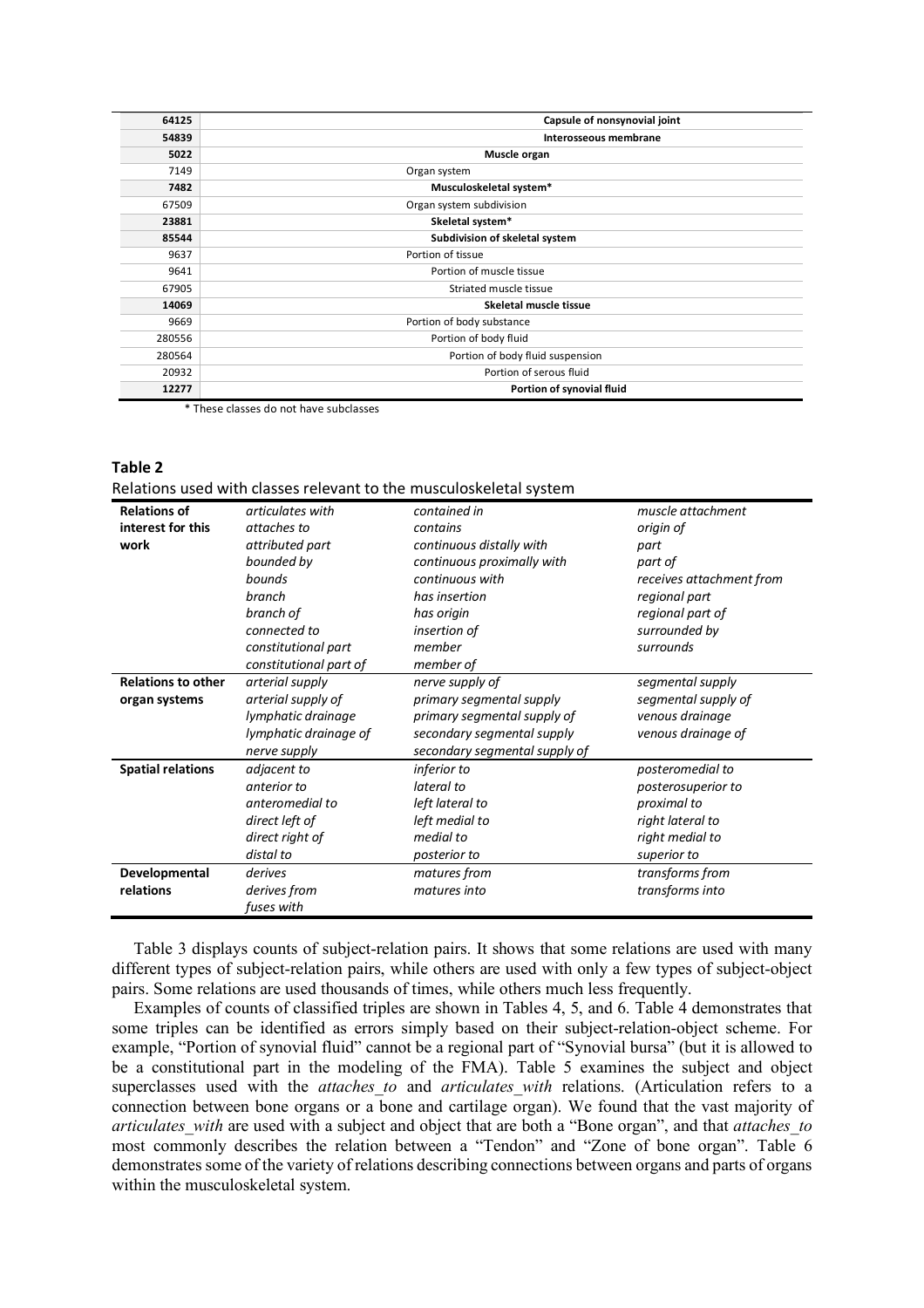| | |
|---|---|
| **64125** | **Capsule of nonsynovial joint** |
| **54839** | **Interosseous membrane** |
| **5022** | **Muscle organ** |
| 7149 | Organ system |
| **7482** | **Musculoskeletal system*** |
| 67509 | Organ system subdivision |
| **23881** | **Skeletal system*** |
| **85544** | **Subdivision of skeletal system** |
| 9637 | Portion of tissue |
| 9641 | Portion of muscle tissue |
| 67905 | Striated muscle tissue |
| **14069** | **Skeletal muscle tissue** |
| 9669 | Portion of body substance |
| 280556 | Portion of body fluid |
| 280564 | Portion of body fluid suspension |
| 20932 | Portion of serous fluid |
| **12277** | **Portion of synovial fluid** |

\* These classes do not have subclasses

**Table 2**

Relations used with classes relevant to the musculoskeletal system

| | | | |
|---|---|---|---|
| **Relations of interest for this work** | *articulates with*<br>*attaches to*<br>*attributed part*<br>*bounded by*<br>*bounds*<br>*branch*<br>*branch of*<br>*connected to*<br>*constitutional part*<br>*constitutional part of* | *contained in*<br>*contains*<br>*continuous distally with*<br>*continuous proximally with*<br>*continuous with*<br>*has insertion*<br>*has origin*<br>*insertion of*<br>*member*<br>*member of* | *muscle attachment*<br>*origin of*<br>*part*<br>*part of*<br>*receives attachment from*<br>*regional part*<br>*regional part of*<br>*surrounded by*<br>*surrounds* |
| **Relations to other organ systems** | *arterial supply*<br>*arterial supply of*<br>*lymphatic drainage*<br>*lymphatic drainage of*<br>*nerve supply* | *nerve supply of*<br>*primary segmental supply*<br>*primary segmental supply of*<br>*secondary segmental supply*<br>*secondary segmental supply of* | *segmental supply*<br>*segmental supply of*<br>*venous drainage*<br>*venous drainage of* |
| **Spatial relations** | *adjacent to*<br>*anterior to*<br>*anteromedial to*<br>*direct left of*<br>*direct right of*<br>*distal to* | *inferior to*<br>*lateral to*<br>*left lateral to*<br>*left medial to*<br>*medial to*<br>*posterior to* | *posteromedial to*<br>*posterosuperior to*<br>*proximal to*<br>*right lateral to*<br>*right medial to*<br>*superior to* |
| **Developmental relations** | *derives*<br>*derives from*<br>*fuses with* | *matures from*<br>*matures into* | *transforms from*<br>*transforms into* |

Table 3 displays counts of subject-relation pairs. It shows that some relations are used with many different types of subject-relation pairs, while others are used with only a few types of subject-object pairs. Some relations are used thousands of times, while others much less frequently.

Examples of counts of classified triples are shown in Tables 4, 5, and 6. Table 4 demonstrates that some triples can be identified as errors simply based on their subject-relation-object scheme. For example, "Portion of synovial fluid" cannot be a regional part of "Synovial bursa" (but it is allowed to be a constitutional part in the modeling of the FMA). Table 5 examines the subject and object superclasses used with the *attaches_to* and *articulates_with* relations. (Articulation refers to a connection between bone organs or a bone and cartilage organ). We found that the vast majority of *articulates_with* are used with a subject and object that are both a "Bone organ", and that *attaches_to* most commonly describes the relation between a "Tendon" and "Zone of bone organ". Table 6 demonstrates some of the variety of relations describing connections between organs and parts of organs within the musculoskeletal system.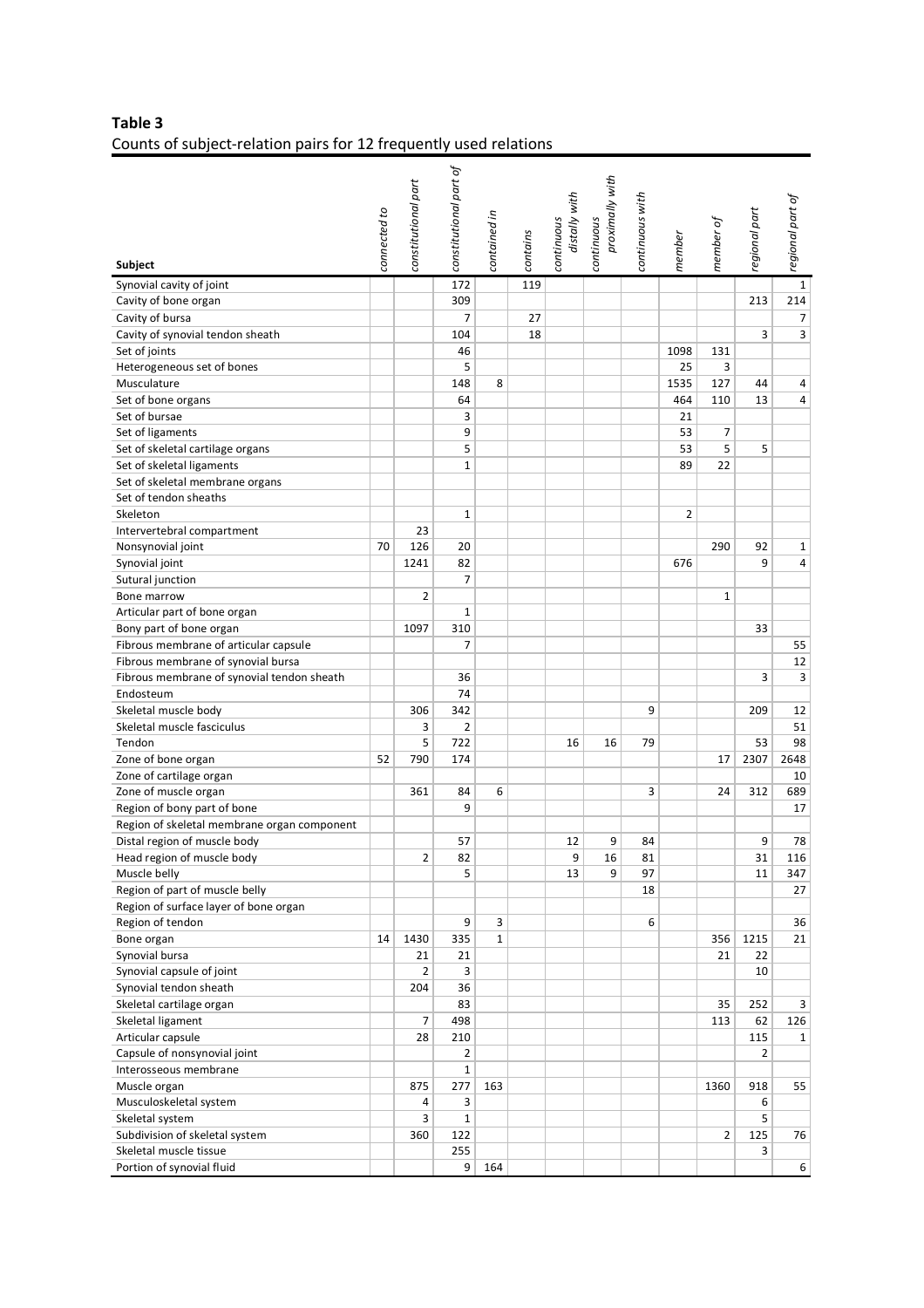**Table 3**
Counts of subject-relation pairs for 12 frequently used relations

| Subject | connected to | constitutional part | constitutional part of | contained in | contains | continuous distally with | continuous proximally with | continuous with | member | member of | regional part | regional part of |
|---|---|---|---|---|---|---|---|---|---|---|---|---|
| Synovial cavity of joint | | | 172 | | 119 | | | | | | | 1 |
| Cavity of bone organ | | | 309 | | | | | | | | 213 | 214 |
| Cavity of bursa | | | 7 | | 27 | | | | | | | 7 |
| Cavity of synovial tendon sheath | | | 104 | | 18 | | | | | | 3 | 3 |
| Set of joints | | | 46 | | | | | | 1098 | 131 | | |
| Heterogeneous set of bones | | | 5 | | | | | | 25 | 3 | | |
| Musculature | | | 148 | 8 | | | | | 1535 | 127 | 44 | 4 |
| Set of bone organs | | | 64 | | | | | | 464 | 110 | 13 | 4 |
| Set of bursae | | | 3 | | | | | | 21 | | | |
| Set of ligaments | | | 9 | | | | | | 53 | 7 | | |
| Set of skeletal cartilage organs | | | 5 | | | | | | 53 | 5 | 5 | |
| Set of skeletal ligaments | | | 1 | | | | | | 89 | 22 | | |
| Set of skeletal membrane organs | | | | | | | | | | | | |
| Set of tendon sheaths | | | | | | | | | | | | |
| Skeleton | | | 1 | | | | | | 2 | | | |
| Intervertebral compartment | | 23 | | | | | | | | | | |
| Nonsynovial joint | 70 | 126 | 20 | | | | | | | 290 | 92 | 1 |
| Synovial joint | | 1241 | 82 | | | | | | 676 | | 9 | 4 |
| Sutural junction | | | 7 | | | | | | | | | |
| Bone marrow | | 2 | | | | | | | | 1 | | |
| Articular part of bone organ | | | 1 | | | | | | | | | |
| Bony part of bone organ | | 1097 | 310 | | | | | | | | 33 | |
| Fibrous membrane of articular capsule | | | 7 | | | | | | | | | 55 |
| Fibrous membrane of synovial bursa | | | | | | | | | | | | 12 |
| Fibrous membrane of synovial tendon sheath | | | 36 | | | | | | | | 3 | 3 |
| Endosteum | | | 74 | | | | | | | | | |
| Skeletal muscle body | | 306 | 342 | | | | | 9 | | | 209 | 12 |
| Skeletal muscle fasciculus | | 3 | 2 | | | | | | | | | 51 |
| Tendon | | 5 | 722 | | | 16 | 16 | 79 | | | 53 | 98 |
| Zone of bone organ | 52 | 790 | 174 | | | | | | | 17 | 2307 | 2648 |
| Zone of cartilage organ | | | | | | | | | | | | 10 |
| Zone of muscle organ | | 361 | 84 | 6 | | | | 3 | | 24 | 312 | 689 |
| Region of bony part of bone | | | 9 | | | | | | | | | 17 |
| Region of skeletal membrane organ component | | | | | | | | | | | | |
| Distal region of muscle body | | | 57 | | | 12 | 9 | 84 | | | 9 | 78 |
| Head region of muscle body | | 2 | 82 | | | 9 | 16 | 81 | | | 31 | 116 |
| Muscle belly | | | 5 | | | 13 | 9 | 97 | | | 11 | 347 |
| Region of part of muscle belly | | | | | | | | 18 | | | | 27 |
| Region of surface layer of bone organ | | | | | | | | | | | | |
| Region of tendon | | | 9 | 3 | | | | 6 | | | | 36 |
| Bone organ | 14 | 1430 | 335 | 1 | | | | | | 356 | 1215 | 21 |
| Synovial bursa | | 21 | 21 | | | | | | | 21 | 22 | |
| Synovial capsule of joint | | 2 | 3 | | | | | | | | 10 | |
| Synovial tendon sheath | | 204 | 36 | | | | | | | | | |
| Skeletal cartilage organ | | | 83 | | | | | | | 35 | 252 | 3 |
| Skeletal ligament | | 7 | 498 | | | | | | | 113 | 62 | 126 |
| Articular capsule | | 28 | 210 | | | | | | | | 115 | 1 |
| Capsule of nonsynovial joint | | | 2 | | | | | | | | 2 | |
| Interosseous membrane | | | 1 | | | | | | | | | |
| Muscle organ | | 875 | 277 | 163 | | | | | | 1360 | 918 | 55 |
| Musculoskeletal system | | 4 | 3 | | | | | | | | 6 | |
| Skeletal system | | 3 | 1 | | | | | | | | 5 | |
| Subdivision of skeletal system | | 360 | 122 | | | | | | | 2 | 125 | 76 |
| Skeletal muscle tissue | | | 255 | | | | | | | | 3 | |
| Portion of synovial fluid | | | 9 | 164 | | | | | | | | 6 |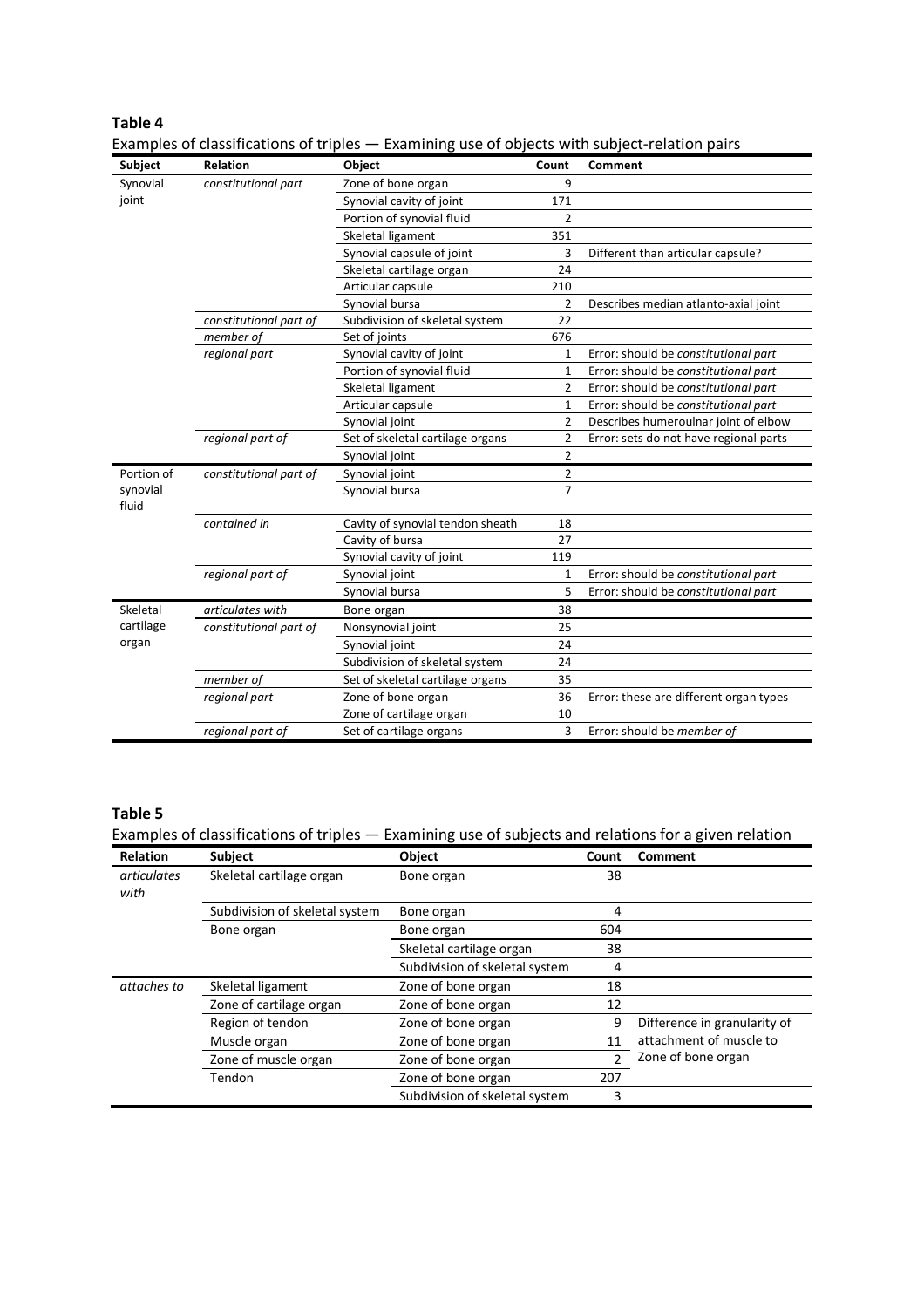**Table 4**

Examples of classifications of triples — Examining use of objects with subject-relation pairs

| Subject | Relation | Object | Count | Comment |
|---|---|---|---|---|
| Synovial joint | *constitutional part* | Zone of bone organ | 9 | |
| | | Synovial cavity of joint | 171 | |
| | | Portion of synovial fluid | 2 | |
| | | Skeletal ligament | 351 | |
| | | Synovial capsule of joint | 3 | Different than articular capsule? |
| | | Skeletal cartilage organ | 24 | |
| | | Articular capsule | 210 | |
| | | Synovial bursa | 2 | Describes median atlanto-axial joint |
| | *constitutional part of* | Subdivision of skeletal system | 22 | |
| | *member of* | Set of joints | 676 | |
| | *regional part* | Synovial cavity of joint | 1 | Error: should be *constitutional part* |
| | | Portion of synovial fluid | 1 | Error: should be *constitutional part* |
| | | Skeletal ligament | 2 | Error: should be *constitutional part* |
| | | Articular capsule | 1 | Error: should be *constitutional part* |
| | | Synovial joint | 2 | Describes humeroulnar joint of elbow |
| | *regional part of* | Set of skeletal cartilage organs | 2 | Error: sets do not have regional parts |
| | | Synovial joint | 2 | |
| Portion of synovial fluid | *constitutional part of* | Synovial joint | 2 | |
| | | Synovial bursa | 7 | |
| | *contained in* | Cavity of synovial tendon sheath | 18 | |
| | | Cavity of bursa | 27 | |
| | | Synovial cavity of joint | 119 | |
| | *regional part of* | Synovial joint | 1 | Error: should be *constitutional part* |
| | | Synovial bursa | 5 | Error: should be *constitutional part* |
| Skeletal cartilage organ | *articulates with* | Bone organ | 38 | |
| | *constitutional part of* | Nonsynovial joint | 25 | |
| | | Synovial joint | 24 | |
| | | Subdivision of skeletal system | 24 | |
| | *member of* | Set of skeletal cartilage organs | 35 | |
| | *regional part* | Zone of bone organ | 36 | Error: these are different organ types |
| | | Zone of cartilage organ | 10 | |
| | *regional part of* | Set of cartilage organs | 3 | Error: should be *member of* |

**Table 5**

Examples of classifications of triples — Examining use of subjects and relations for a given relation

| Relation | Subject | Object | Count | Comment |
|---|---|---|---|---|
| *articulates with* | Skeletal cartilage organ | Bone organ | 38 | |
| | Subdivision of skeletal system | Bone organ | 4 | |
| | Bone organ | Bone organ | 604 | |
| | | Skeletal cartilage organ | 38 | |
| | | Subdivision of skeletal system | 4 | |
| *attaches to* | Skeletal ligament | Zone of bone organ | 18 | |
| | Zone of cartilage organ | Zone of bone organ | 12 | |
| | Region of tendon | Zone of bone organ | 9 | Difference in granularity of attachment of muscle to Zone of bone organ |
| | Muscle organ | Zone of bone organ | 11 | |
| | Zone of muscle organ | Zone of bone organ | 2 | |
| | Tendon | Zone of bone organ | 207 | |
| | | Subdivision of skeletal system | 3 | |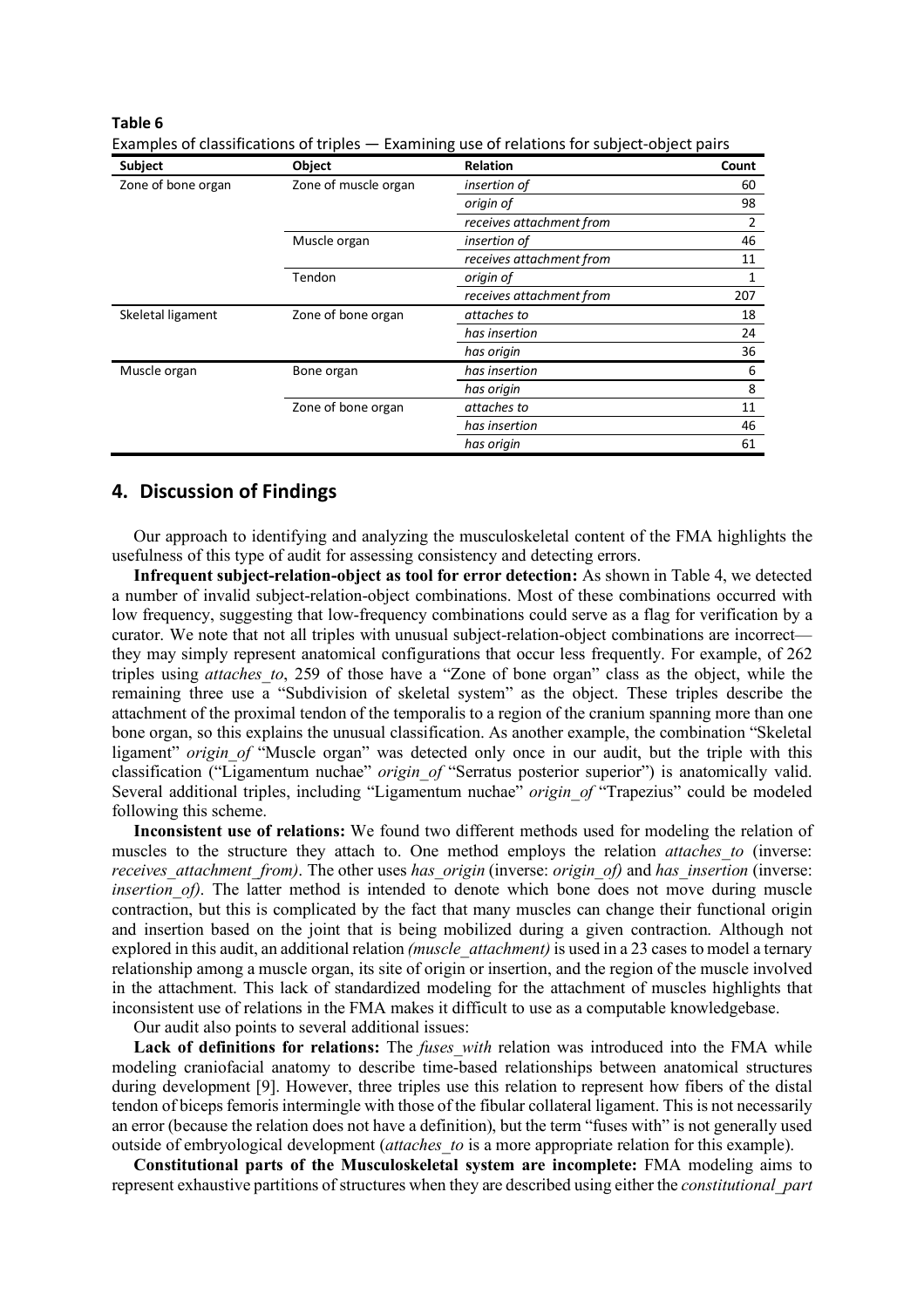**Table 6**

Examples of classifications of triples — Examining use of relations for subject-object pairs

| Subject | Object | Relation | Count |
|---|---|---|---|
| Zone of bone organ | Zone of muscle organ | *insertion of* | 60 |
| | | *origin of* | 98 |
| | | *receives attachment from* | 2 |
| | Muscle organ | *insertion of* | 46 |
| | | *receives attachment from* | 11 |
| | Tendon | *origin of* | 1 |
| | | *receives attachment from* | 207 |
| Skeletal ligament | Zone of bone organ | *attaches to* | 18 |
| | | *has insertion* | 24 |
| | | *has origin* | 36 |
| Muscle organ | Bone organ | *has insertion* | 6 |
| | | *has origin* | 8 |
| | Zone of bone organ | *attaches to* | 11 |
| | | *has insertion* | 46 |
| | | *has origin* | 61 |

## 4. Discussion of Findings

Our approach to identifying and analyzing the musculoskeletal content of the FMA highlights the usefulness of this type of audit for assessing consistency and detecting errors.

**Infrequent subject-relation-object as tool for error detection:** As shown in Table 4, we detected a number of invalid subject-relation-object combinations. Most of these combinations occurred with low frequency, suggesting that low-frequency combinations could serve as a flag for verification by a curator. We note that not all triples with unusual subject-relation-object combinations are incorrect—they may simply represent anatomical configurations that occur less frequently. For example, of 262 triples using *attaches_to*, 259 of those have a "Zone of bone organ" class as the object, while the remaining three use a "Subdivision of skeletal system" as the object. These triples describe the attachment of the proximal tendon of the temporalis to a region of the cranium spanning more than one bone organ, so this explains the unusual classification. As another example, the combination "Skeletal ligament" *origin_of* "Muscle organ" was detected only once in our audit, but the triple with this classification ("Ligamentum nuchae" *origin_of* "Serratus posterior superior") is anatomically valid. Several additional triples, including "Ligamentum nuchae" *origin_of* "Trapezius" could be modeled following this scheme.

**Inconsistent use of relations:** We found two different methods used for modeling the relation of muscles to the structure they attach to. One method employs the relation *attaches_to* (inverse: *receives_attachment_from)*. The other uses *has_origin* (inverse: *origin_of)* and *has_insertion* (inverse: *insertion_of)*. The latter method is intended to denote which bone does not move during muscle contraction, but this is complicated by the fact that many muscles can change their functional origin and insertion based on the joint that is being mobilized during a given contraction. Although not explored in this audit, an additional relation *(muscle_attachment)* is used in a 23 cases to model a ternary relationship among a muscle organ, its site of origin or insertion, and the region of the muscle involved in the attachment. This lack of standardized modeling for the attachment of muscles highlights that inconsistent use of relations in the FMA makes it difficult to use as a computable knowledgebase.

Our audit also points to several additional issues:

**Lack of definitions for relations:** The *fuses_with* relation was introduced into the FMA while modeling craniofacial anatomy to describe time-based relationships between anatomical structures during development [9]. However, three triples use this relation to represent how fibers of the distal tendon of biceps femoris intermingle with those of the fibular collateral ligament. This is not necessarily an error (because the relation does not have a definition), but the term "fuses with" is not generally used outside of embryological development (*attaches_to* is a more appropriate relation for this example).

**Constitutional parts of the Musculoskeletal system are incomplete:** FMA modeling aims to represent exhaustive partitions of structures when they are described using either the *constitutional_part*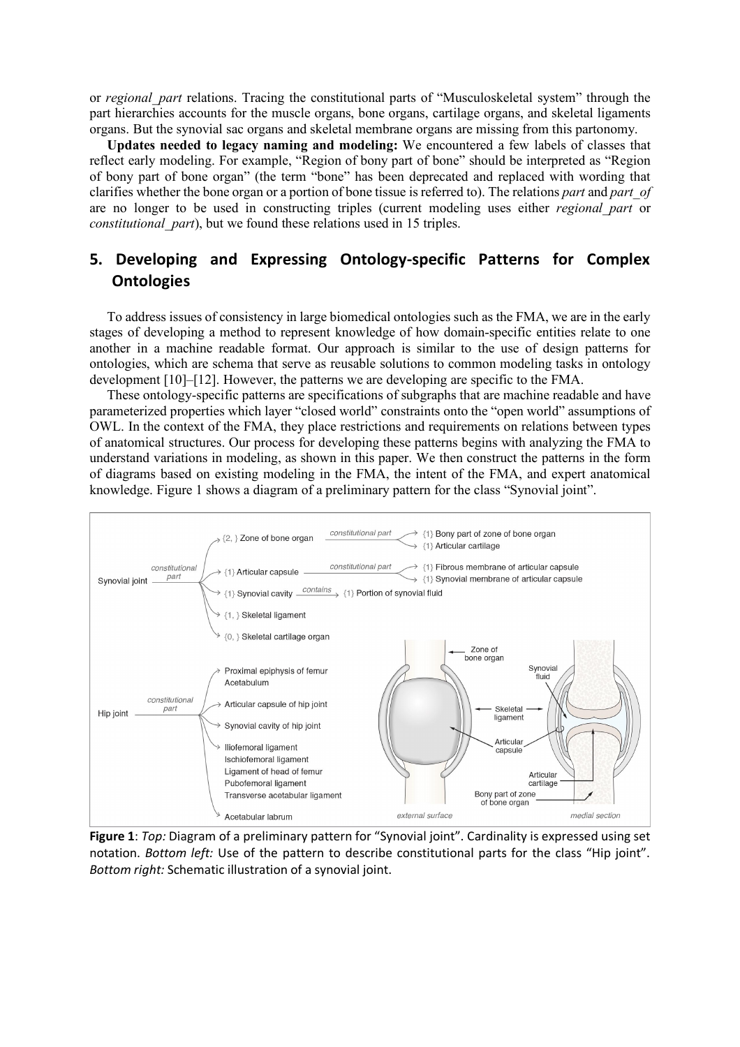or *regional_part* relations. Tracing the constitutional parts of "Musculoskeletal system" through the part hierarchies accounts for the muscle organs, bone organs, cartilage organs, and skeletal ligaments organs. But the synovial sac organs and skeletal membrane organs are missing from this partonomy.

**Updates needed to legacy naming and modeling:** We encountered a few labels of classes that reflect early modeling. For example, "Region of bony part of bone" should be interpreted as "Region of bony part of bone organ" (the term "bone" has been deprecated and replaced with wording that clarifies whether the bone organ or a portion of bone tissue is referred to). The relations *part* and *part_of* are no longer to be used in constructing triples (current modeling uses either *regional_part* or *constitutional_part*), but we found these relations used in 15 triples.

## 5. Developing and Expressing Ontology-specific Patterns for Complex Ontologies

To address issues of consistency in large biomedical ontologies such as the FMA, we are in the early stages of developing a method to represent knowledge of how domain-specific entities relate to one another in a machine readable format. Our approach is similar to the use of design patterns for ontologies, which are schema that serve as reusable solutions to common modeling tasks in ontology development [10]–[12]. However, the patterns we are developing are specific to the FMA.

These ontology-specific patterns are specifications of subgraphs that are machine readable and have parameterized properties which layer "closed world" constraints onto the "open world" assumptions of OWL. In the context of the FMA, they place restrictions and requirements on relations between types of anatomical structures. Our process for developing these patterns begins with analyzing the FMA to understand variations in modeling, as shown in this paper. We then construct the patterns in the form of diagrams based on existing modeling in the FMA, the intent of the FMA, and expert anatomical knowledge. Figure 1 shows a diagram of a preliminary pattern for the class "Synovial joint".

**Figure 1**: *Top:* Diagram of a preliminary pattern for "Synovial joint". Cardinality is expressed using set notation. *Bottom left:* Use of the pattern to describe constitutional parts for the class "Hip joint". *Bottom right:* Schematic illustration of a synovial joint.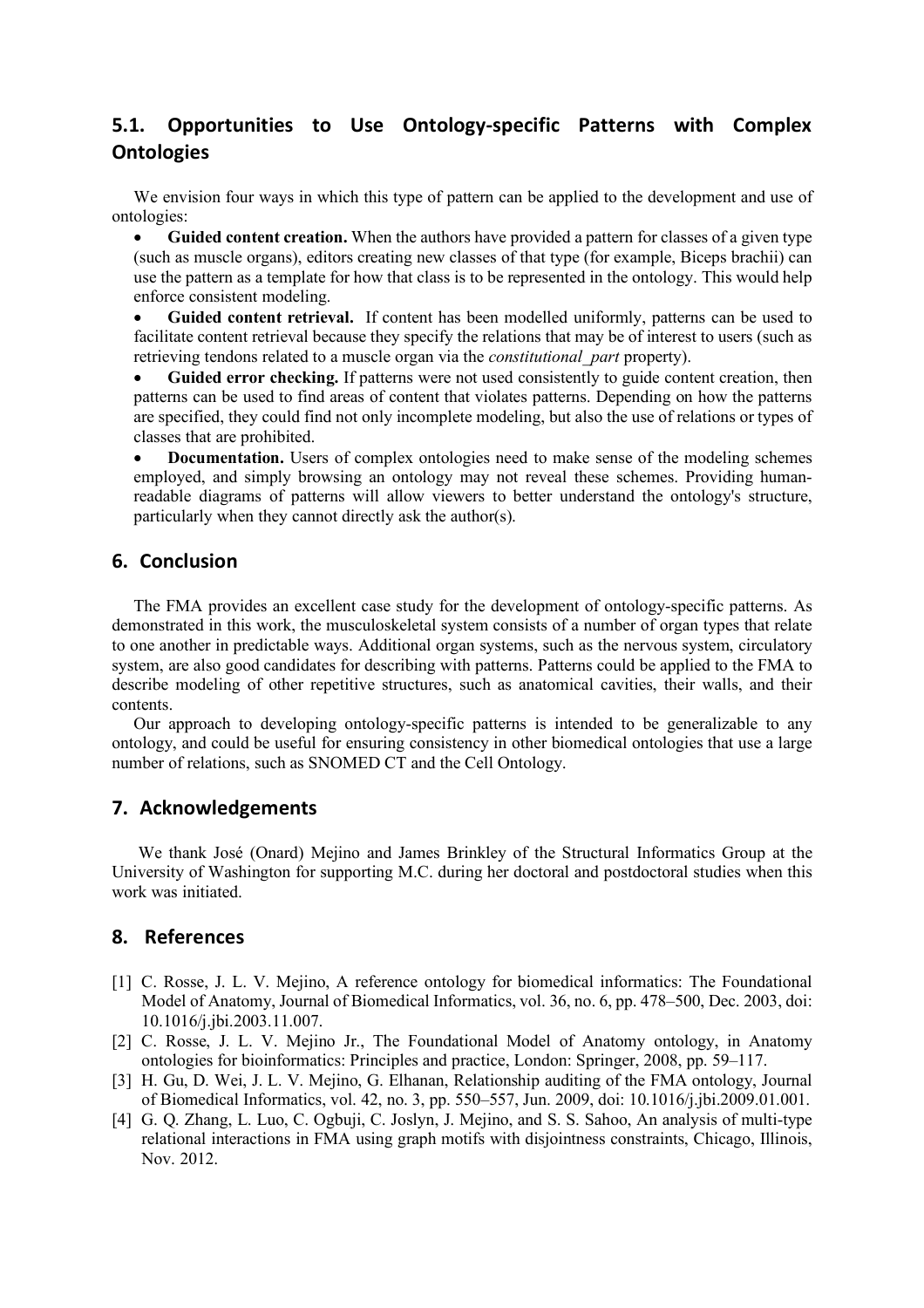## 5.1. Opportunities to Use Ontology-specific Patterns with Complex Ontologies

We envision four ways in which this type of pattern can be applied to the development and use of ontologies:

- **Guided content creation.** When the authors have provided a pattern for classes of a given type (such as muscle organs), editors creating new classes of that type (for example, Biceps brachii) can use the pattern as a template for how that class is to be represented in the ontology. This would help enforce consistent modeling.
- **Guided content retrieval.** If content has been modelled uniformly, patterns can be used to facilitate content retrieval because they specify the relations that may be of interest to users (such as retrieving tendons related to a muscle organ via the *constitutional_part* property).
- **Guided error checking.** If patterns were not used consistently to guide content creation, then patterns can be used to find areas of content that violates patterns. Depending on how the patterns are specified, they could find not only incomplete modeling, but also the use of relations or types of classes that are prohibited.
- **Documentation.** Users of complex ontologies need to make sense of the modeling schemes employed, and simply browsing an ontology may not reveal these schemes. Providing human-readable diagrams of patterns will allow viewers to better understand the ontology's structure, particularly when they cannot directly ask the author(s).

## 6. Conclusion

The FMA provides an excellent case study for the development of ontology-specific patterns. As demonstrated in this work, the musculoskeletal system consists of a number of organ types that relate to one another in predictable ways. Additional organ systems, such as the nervous system, circulatory system, are also good candidates for describing with patterns. Patterns could be applied to the FMA to describe modeling of other repetitive structures, such as anatomical cavities, their walls, and their contents.

Our approach to developing ontology-specific patterns is intended to be generalizable to any ontology, and could be useful for ensuring consistency in other biomedical ontologies that use a large number of relations, such as SNOMED CT and the Cell Ontology.

## 7. Acknowledgements

We thank José (Onard) Mejino and James Brinkley of the Structural Informatics Group at the University of Washington for supporting M.C. during her doctoral and postdoctoral studies when this work was initiated.

## 8. References

[1] C. Rosse, J. L. V. Mejino, A reference ontology for biomedical informatics: The Foundational Model of Anatomy, Journal of Biomedical Informatics, vol. 36, no. 6, pp. 478–500, Dec. 2003, doi: 10.1016/j.jbi.2003.11.007.

[2] C. Rosse, J. L. V. Mejino Jr., The Foundational Model of Anatomy ontology, in Anatomy ontologies for bioinformatics: Principles and practice, London: Springer, 2008, pp. 59–117.

[3] H. Gu, D. Wei, J. L. V. Mejino, G. Elhanan, Relationship auditing of the FMA ontology, Journal of Biomedical Informatics, vol. 42, no. 3, pp. 550–557, Jun. 2009, doi: 10.1016/j.jbi.2009.01.001.

[4] G. Q. Zhang, L. Luo, C. Ogbuji, C. Joslyn, J. Mejino, and S. S. Sahoo, An analysis of multi-type relational interactions in FMA using graph motifs with disjointness constraints, Chicago, Illinois, Nov. 2012.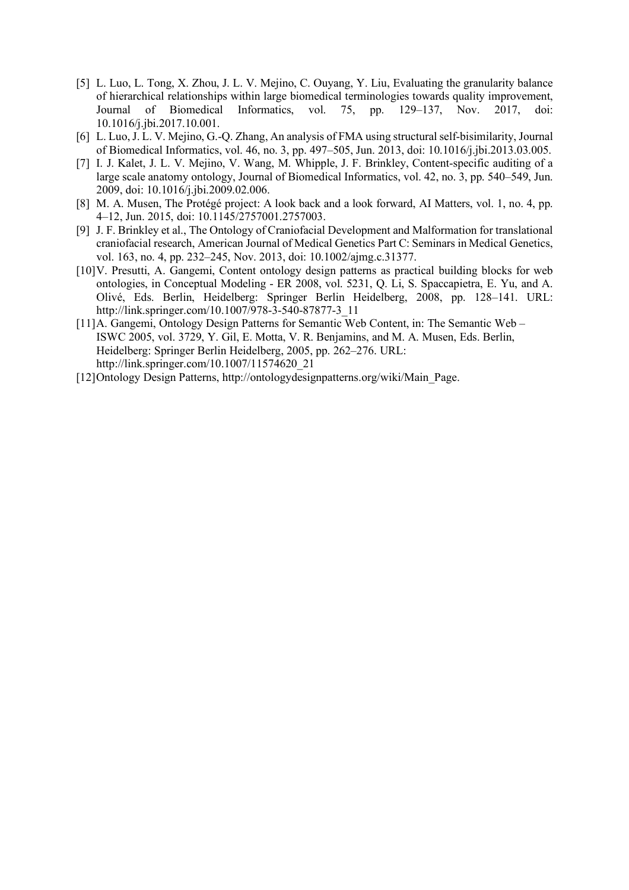[5] L. Luo, L. Tong, X. Zhou, J. L. V. Mejino, C. Ouyang, Y. Liu, Evaluating the granularity balance of hierarchical relationships within large biomedical terminologies towards quality improvement, Journal of Biomedical Informatics, vol. 75, pp. 129–137, Nov. 2017, doi: 10.1016/j.jbi.2017.10.001.

[6] L. Luo, J. L. V. Mejino, G.-Q. Zhang, An analysis of FMA using structural self-bisimilarity, Journal of Biomedical Informatics, vol. 46, no. 3, pp. 497–505, Jun. 2013, doi: 10.1016/j.jbi.2013.03.005.

[7] I. J. Kalet, J. L. V. Mejino, V. Wang, M. Whipple, J. F. Brinkley, Content-specific auditing of a large scale anatomy ontology, Journal of Biomedical Informatics, vol. 42, no. 3, pp. 540–549, Jun. 2009, doi: 10.1016/j.jbi.2009.02.006.

[8] M. A. Musen, The Protégé project: A look back and a look forward, AI Matters, vol. 1, no. 4, pp. 4–12, Jun. 2015, doi: 10.1145/2757001.2757003.

[9] J. F. Brinkley et al., The Ontology of Craniofacial Development and Malformation for translational craniofacial research, American Journal of Medical Genetics Part C: Seminars in Medical Genetics, vol. 163, no. 4, pp. 232–245, Nov. 2013, doi: 10.1002/ajmg.c.31377.

[10] V. Presutti, A. Gangemi, Content ontology design patterns as practical building blocks for web ontologies, in Conceptual Modeling - ER 2008, vol. 5231, Q. Li, S. Spaccapietra, E. Yu, and A. Olivé, Eds. Berlin, Heidelberg: Springer Berlin Heidelberg, 2008, pp. 128–141. URL: http://link.springer.com/10.1007/978-3-540-87877-3_11

[11] A. Gangemi, Ontology Design Patterns for Semantic Web Content, in: The Semantic Web – ISWC 2005, vol. 3729, Y. Gil, E. Motta, V. R. Benjamins, and M. A. Musen, Eds. Berlin, Heidelberg: Springer Berlin Heidelberg, 2005, pp. 262–276. URL: http://link.springer.com/10.1007/11574620_21

[12] Ontology Design Patterns, http://ontologydesignpatterns.org/wiki/Main_Page.